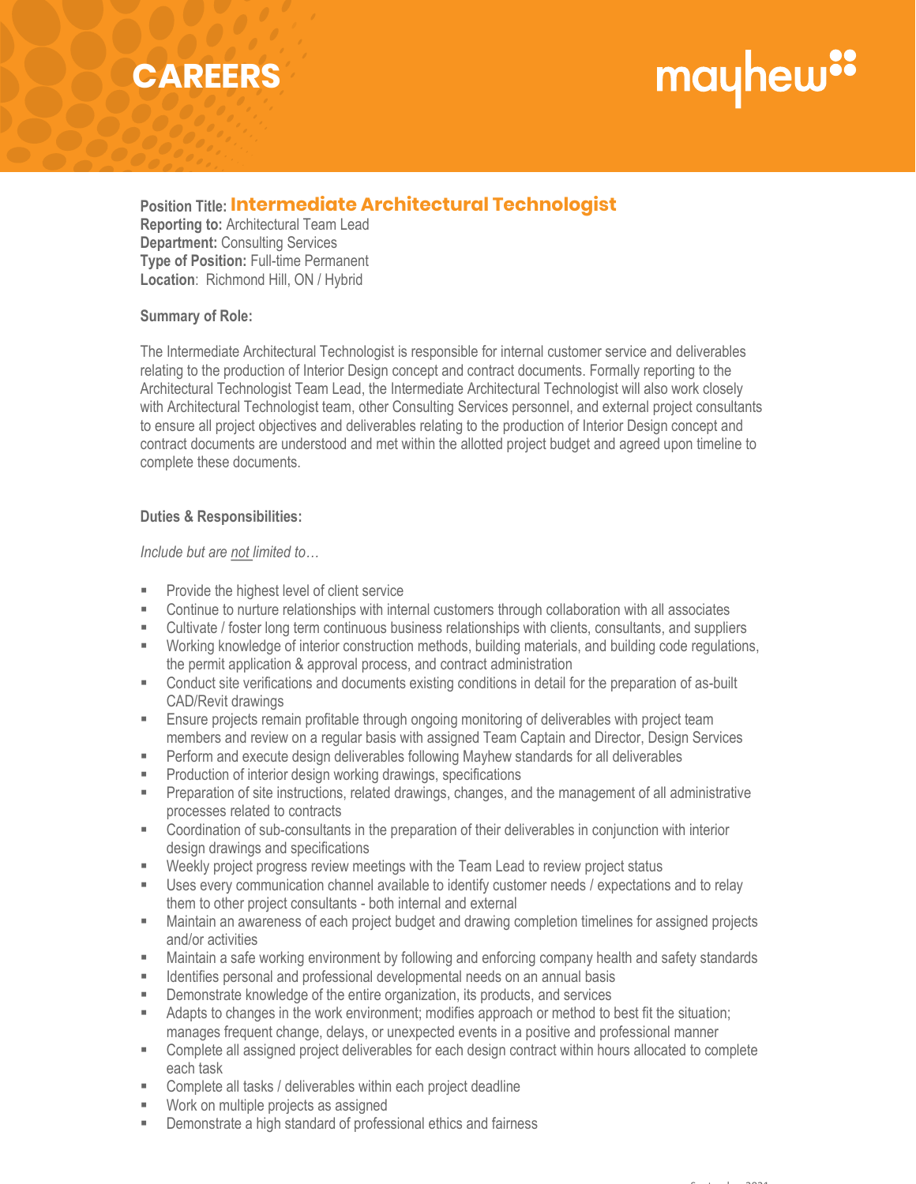# CAREERS

mayhew

**Position Title:** **Intermediate Architectural Technologist**
**Reporting to:** Architectural Team Lead
**Department:** Consulting Services
**Type of Position:** Full-time Permanent
**Location**: Richmond Hill, ON / Hybrid

**Summary of Role:**

The Intermediate Architectural Technologist is responsible for internal customer service and deliverables relating to the production of Interior Design concept and contract documents. Formally reporting to the Architectural Technologist Team Lead, the Intermediate Architectural Technologist will also work closely with Architectural Technologist team, other Consulting Services personnel, and external project consultants to ensure all project objectives and deliverables relating to the production of Interior Design concept and contract documents are understood and met within the allotted project budget and agreed upon timeline to complete these documents.

**Duties & Responsibilities:**

*Include but are not limited to…*

- Provide the highest level of client service
- Continue to nurture relationships with internal customers through collaboration with all associates
- Cultivate / foster long term continuous business relationships with clients, consultants, and suppliers
- Working knowledge of interior construction methods, building materials, and building code regulations, the permit application & approval process, and contract administration
- Conduct site verifications and documents existing conditions in detail for the preparation of as-built CAD/Revit drawings
- Ensure projects remain profitable through ongoing monitoring of deliverables with project team members and review on a regular basis with assigned Team Captain and Director, Design Services
- Perform and execute design deliverables following Mayhew standards for all deliverables
- Production of interior design working drawings, specifications
- Preparation of site instructions, related drawings, changes, and the management of all administrative processes related to contracts
- Coordination of sub-consultants in the preparation of their deliverables in conjunction with interior design drawings and specifications
- Weekly project progress review meetings with the Team Lead to review project status
- Uses every communication channel available to identify customer needs / expectations and to relay them to other project consultants - both internal and external
- Maintain an awareness of each project budget and drawing completion timelines for assigned projects and/or activities
- Maintain a safe working environment by following and enforcing company health and safety standards
- Identifies personal and professional developmental needs on an annual basis
- Demonstrate knowledge of the entire organization, its products, and services
- Adapts to changes in the work environment; modifies approach or method to best fit the situation; manages frequent change, delays, or unexpected events in a positive and professional manner
- Complete all assigned project deliverables for each design contract within hours allocated to complete each task
- Complete all tasks / deliverables within each project deadline
- Work on multiple projects as assigned
- Demonstrate a high standard of professional ethics and fairness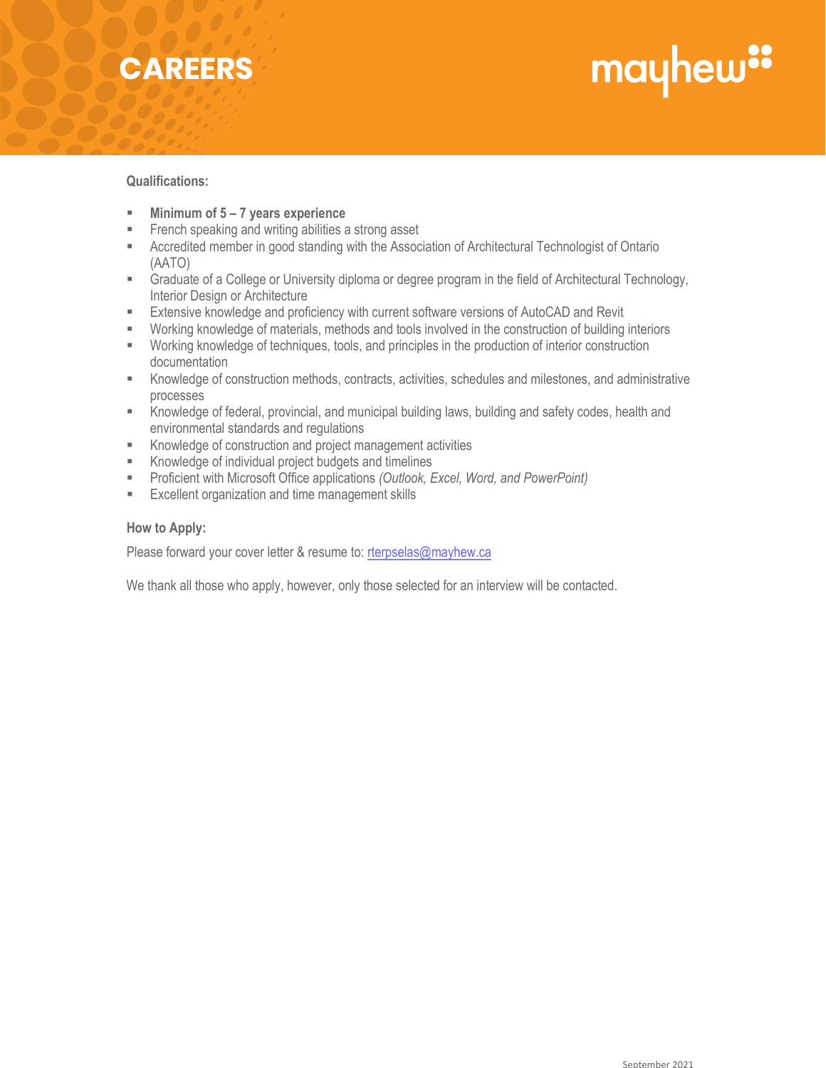**Qualifications:**

- **Minimum of 5 – 7 years experience**
- French speaking and writing abilities a strong asset
- Accredited member in good standing with the Association of Architectural Technologist of Ontario (AATO)
- Graduate of a College or University diploma or degree program in the field of Architectural Technology, Interior Design or Architecture
- Extensive knowledge and proficiency with current software versions of AutoCAD and Revit
- Working knowledge of materials, methods and tools involved in the construction of building interiors
- Working knowledge of techniques, tools, and principles in the production of interior construction documentation
- Knowledge of construction methods, contracts, activities, schedules and milestones, and administrative processes
- Knowledge of federal, provincial, and municipal building laws, building and safety codes, health and environmental standards and regulations
- Knowledge of construction and project management activities
- Knowledge of individual project budgets and timelines
- Proficient with Microsoft Office applications *(Outlook, Excel, Word, and PowerPoint)*
- Excellent organization and time management skills

**How to Apply:**

Please forward your cover letter & resume to: rterpselas@mayhew.ca

We thank all those who apply, however, only those selected for an interview will be contacted.

September 2021